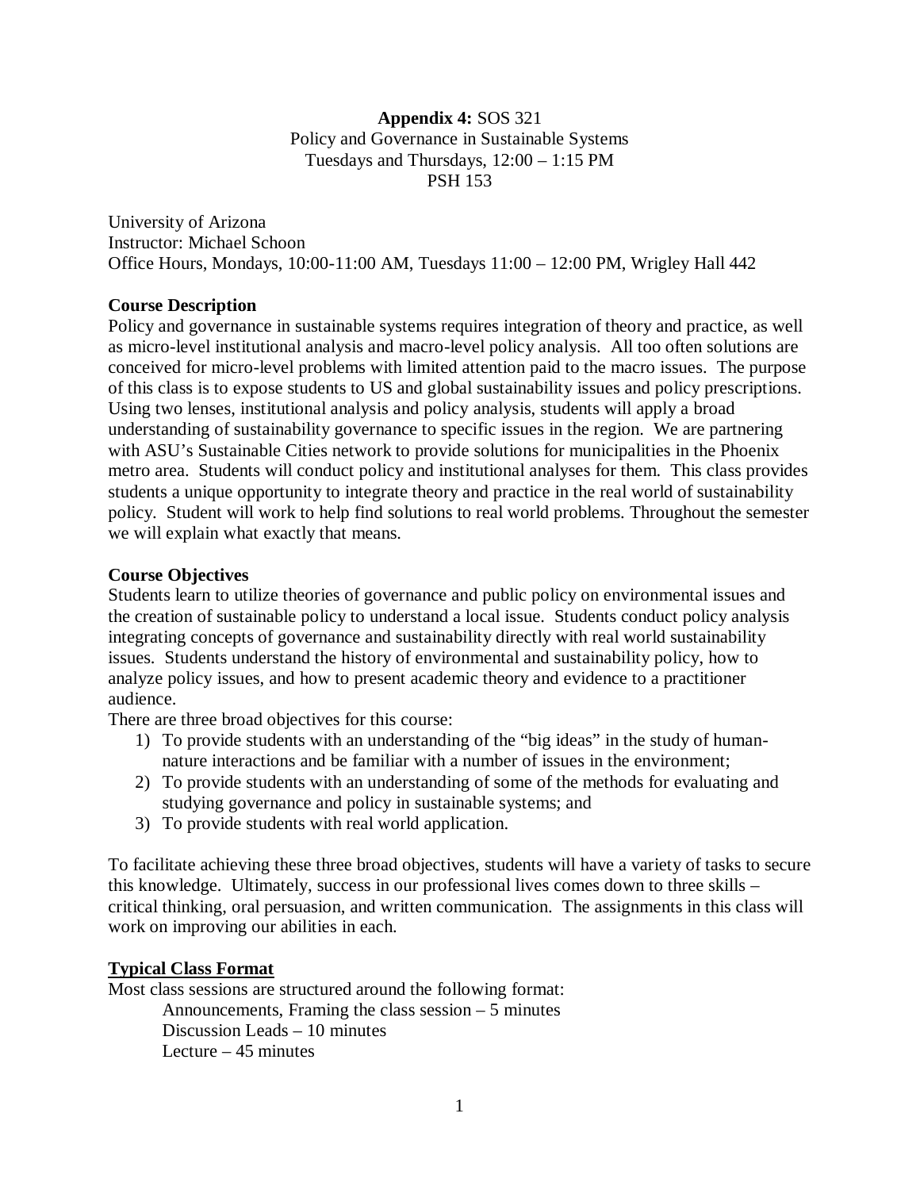**Appendix 4:** SOS 321
Policy and Governance in Sustainable Systems
Tuesdays and Thursdays, 12:00 – 1:15 PM
PSH 153

University of Arizona
Instructor: Michael Schoon
Office Hours, Mondays, 10:00-11:00 AM, Tuesdays 11:00 – 12:00 PM, Wrigley Hall 442

**Course Description**

Policy and governance in sustainable systems requires integration of theory and practice, as well as micro-level institutional analysis and macro-level policy analysis. All too often solutions are conceived for micro-level problems with limited attention paid to the macro issues. The purpose of this class is to expose students to US and global sustainability issues and policy prescriptions. Using two lenses, institutional analysis and policy analysis, students will apply a broad understanding of sustainability governance to specific issues in the region. We are partnering with ASU's Sustainable Cities network to provide solutions for municipalities in the Phoenix metro area. Students will conduct policy and institutional analyses for them. This class provides students a unique opportunity to integrate theory and practice in the real world of sustainability policy. Student will work to help find solutions to real world problems. Throughout the semester we will explain what exactly that means.

**Course Objectives**

Students learn to utilize theories of governance and public policy on environmental issues and the creation of sustainable policy to understand a local issue. Students conduct policy analysis integrating concepts of governance and sustainability directly with real world sustainability issues. Students understand the history of environmental and sustainability policy, how to analyze policy issues, and how to present academic theory and evidence to a practitioner audience.

There are three broad objectives for this course:

1) To provide students with an understanding of the "big ideas" in the study of human-nature interactions and be familiar with a number of issues in the environment;
2) To provide students with an understanding of some of the methods for evaluating and studying governance and policy in sustainable systems; and
3) To provide students with real world application.

To facilitate achieving these three broad objectives, students will have a variety of tasks to secure this knowledge. Ultimately, success in our professional lives comes down to three skills – critical thinking, oral persuasion, and written communication. The assignments in this class will work on improving our abilities in each.

**Typical Class Format**

Most class sessions are structured around the following format:

Announcements, Framing the class session – 5 minutes
Discussion Leads – 10 minutes
Lecture – 45 minutes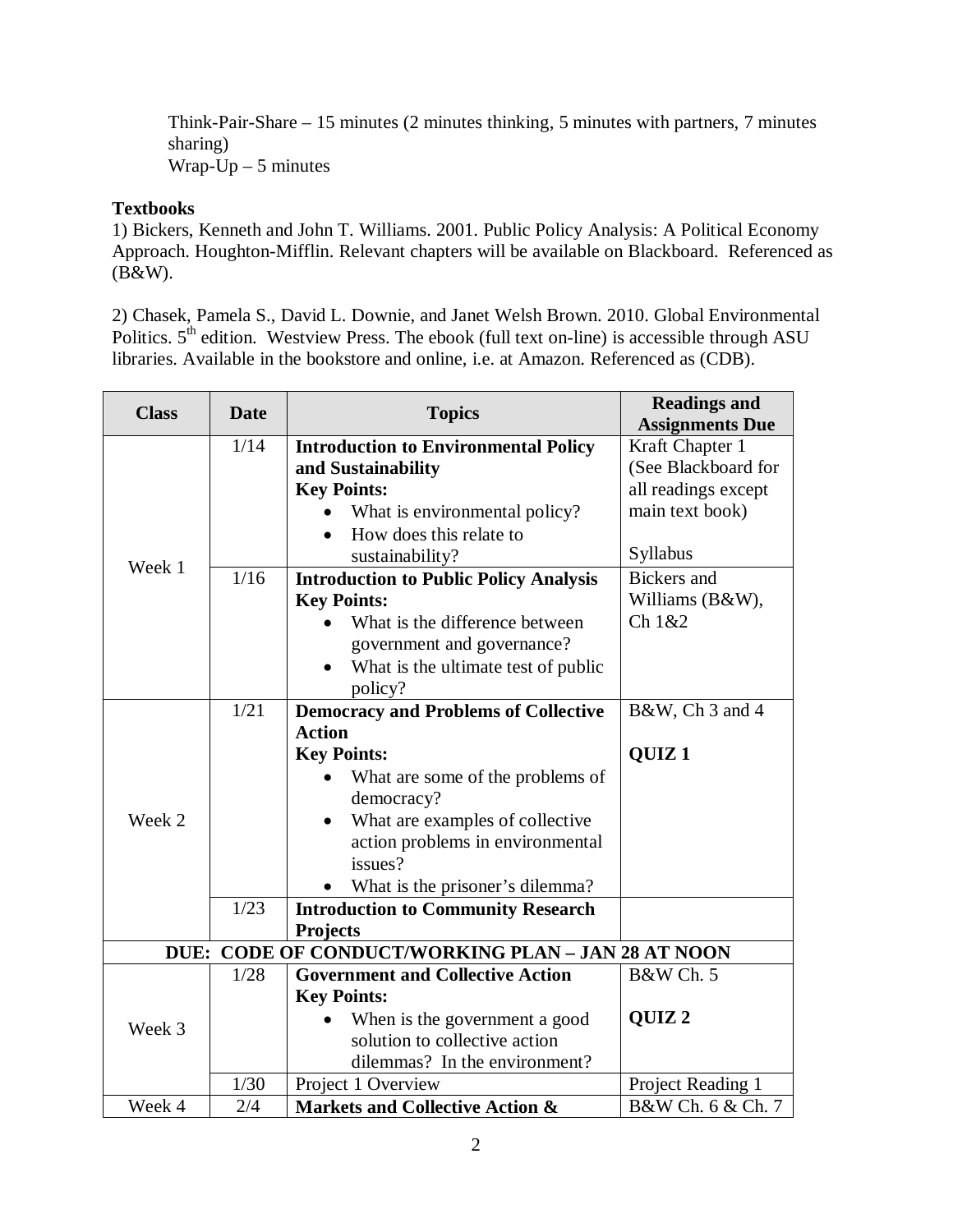Think-Pair-Share – 15 minutes (2 minutes thinking, 5 minutes with partners, 7 minutes sharing)
Wrap-Up – 5 minutes

**Textbooks**

1) Bickers, Kenneth and John T. Williams. 2001. Public Policy Analysis: A Political Economy Approach. Houghton-Mifflin. Relevant chapters will be available on Blackboard. Referenced as (B&W).

2) Chasek, Pamela S., David L. Downie, and Janet Welsh Brown. 2010. Global Environmental Politics. 5th edition. Westview Press. The ebook (full text on-line) is accessible through ASU libraries. Available in the bookstore and online, i.e. at Amazon. Referenced as (CDB).

| Class | Date | Topics | Readings and Assignments Due |
|---|---|---|---|
| Week 1 | 1/14 | **Introduction to Environmental Policy and Sustainability**<br>**Key Points:**<br>• What is environmental policy?<br>• How does this relate to sustainability? | Kraft Chapter 1 (See Blackboard for all readings except main text book)<br><br>Syllabus |
| | 1/16 | **Introduction to Public Policy Analysis**<br>**Key Points:**<br>• What is the difference between government and governance?<br>• What is the ultimate test of public policy? | Bickers and Williams (B&W), Ch 1&2 |
| Week 2 | 1/21 | **Democracy and Problems of Collective Action**<br>**Key Points:**<br>• What are some of the problems of democracy?<br>• What are examples of collective action problems in environmental issues?<br>• What is the prisoner's dilemma? | B&W, Ch 3 and 4<br><br>**QUIZ 1** |
| | 1/23 | **Introduction to Community Research Projects** | |
| **DUE: CODE OF CONDUCT/WORKING PLAN – JAN 28 AT NOON** | | | |
| Week 3 | 1/28 | **Government and Collective Action**<br>**Key Points:**<br>• When is the government a good solution to collective action dilemmas? In the environment? | B&W Ch. 5<br><br>**QUIZ 2** |
| | 1/30 | Project 1 Overview | Project Reading 1 |
| Week 4 | 2/4 | **Markets and Collective Action &** | B&W Ch. 6 & Ch. 7 |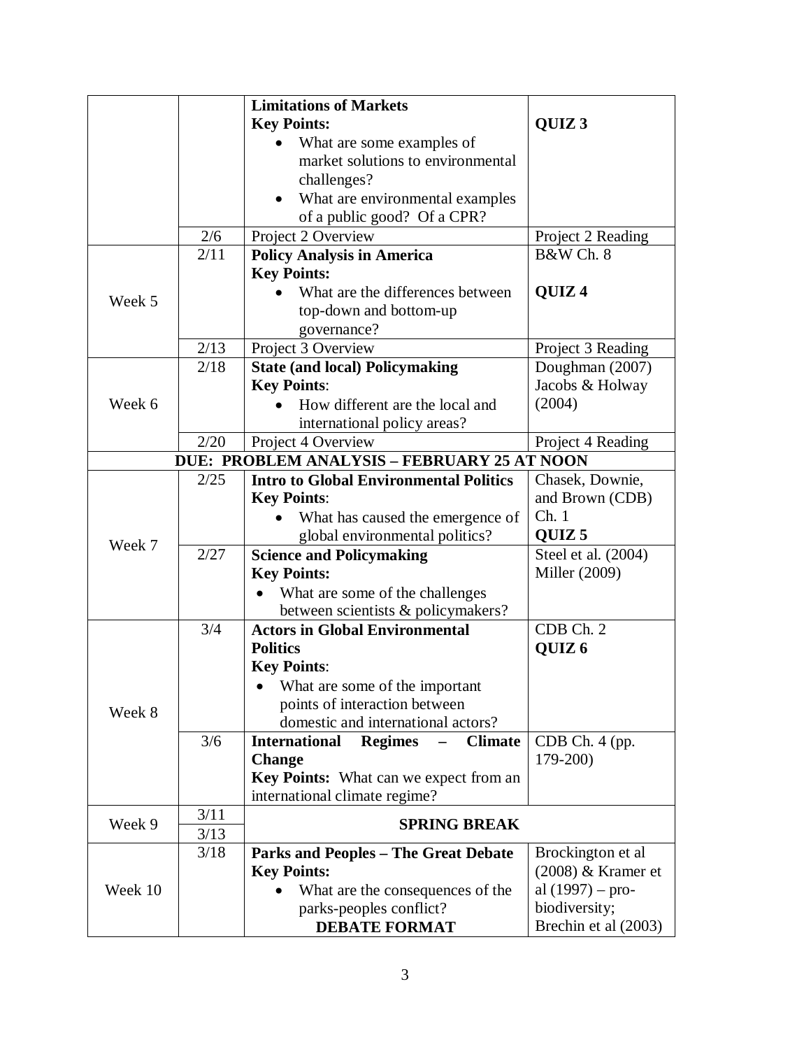| | | | |
|---|---|---|---|
| | | **Limitations of Markets**<br>**Key Points:**<br>• What are some examples of market solutions to environmental challenges?<br>• What are environmental examples of a public good? Of a CPR? | **QUIZ 3** |
| | 2/6 | Project 2 Overview | Project 2 Reading |
| Week 5 | 2/11 | **Policy Analysis in America**<br>**Key Points:**<br>• What are the differences between top-down and bottom-up governance? | B&W Ch. 8<br><br>**QUIZ 4** |
| | 2/13 | Project 3 Overview | Project 3 Reading |
| Week 6 | 2/18 | **State (and local) Policymaking**<br>**Key Points**:<br>• How different are the local and international policy areas? | Doughman (2007)<br>Jacobs & Holway (2004) |
| | 2/20 | Project 4 Overview | Project 4 Reading |
| **DUE: PROBLEM ANALYSIS – FEBRUARY 25 AT NOON** | | | |
| Week 7 | 2/25 | **Intro to Global Environmental Politics**<br>**Key Points**:<br>• What has caused the emergence of global environmental politics? | Chasek, Downie, and Brown (CDB) Ch. 1<br>**QUIZ 5** |
| | 2/27 | **Science and Policymaking**<br>**Key Points:**<br>• What are some of the challenges between scientists & policymakers? | Steel et al. (2004)<br>Miller (2009) |
| Week 8 | 3/4 | **Actors in Global Environmental Politics**<br>**Key Points**:<br>• What are some of the important points of interaction between domestic and international actors? | CDB Ch. 2<br>**QUIZ 6** |
| | 3/6 | **International Regimes – Climate Change**<br>**Key Points:** What can we expect from an international climate regime? | CDB Ch. 4 (pp. 179-200) |
| Week 9 | 3/11<br>3/13 | **SPRING BREAK** | |
| Week 10 | 3/18 | **Parks and Peoples – The Great Debate**<br>**Key Points:**<br>• What are the consequences of the parks-peoples conflict?<br>**DEBATE FORMAT** | Brockington et al (2008) & Kramer et al (1997) – pro-biodiversity;<br>Brechin et al (2003) |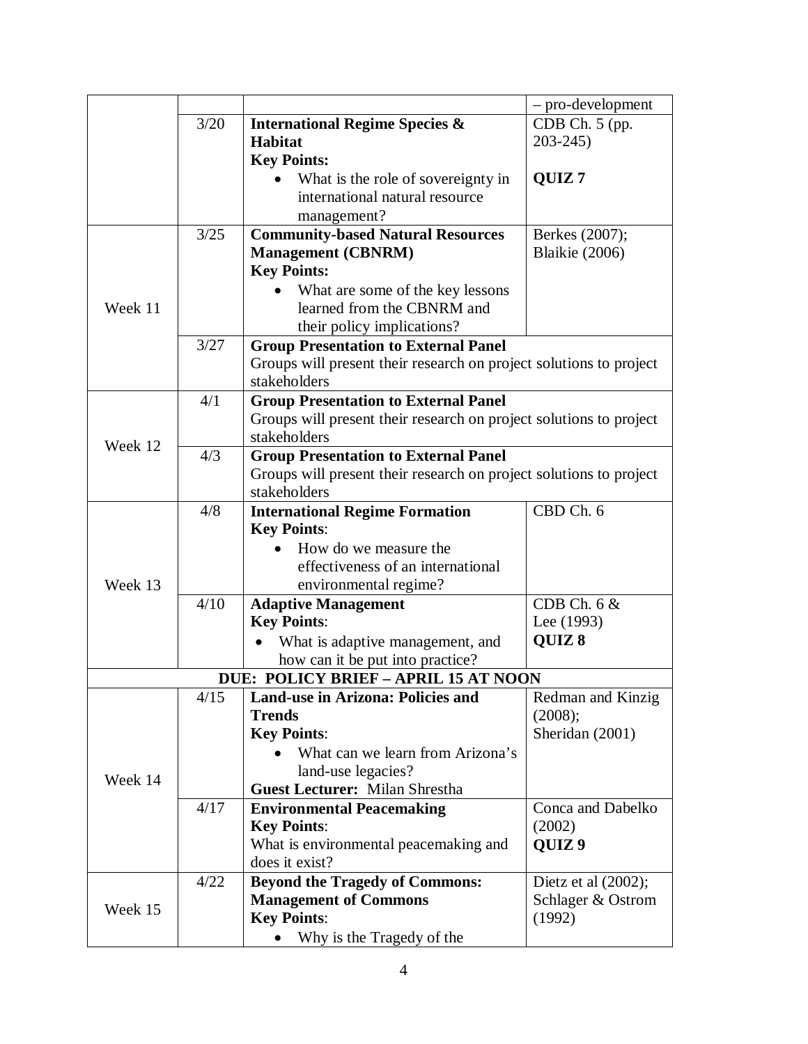| | | | |
|---|---|---|---|
| | | | – pro-development |
| | 3/20 | **International Regime Species & Habitat**<br>**Key Points:**<br>• What is the role of sovereignty in international natural resource management? | CDB Ch. 5 (pp. 203-245)<br><br>**QUIZ 7** |
| Week 11 | 3/25 | **Community-based Natural Resources Management (CBNRM)**<br>**Key Points:**<br>• What are some of the key lessons learned from the CBNRM and their policy implications? | Berkes (2007); Blaikie (2006) |
| | 3/27 | **Group Presentation to External Panel**<br>Groups will present their research on project solutions to project stakeholders | |
| Week 12 | 4/1 | **Group Presentation to External Panel**<br>Groups will present their research on project solutions to project stakeholders | |
| | 4/3 | **Group Presentation to External Panel**<br>Groups will present their research on project solutions to project stakeholders | |
| Week 13 | 4/8 | **International Regime Formation**<br>**Key Points**:<br>• How do we measure the effectiveness of an international environmental regime? | CBD Ch. 6 |
| | 4/10 | **Adaptive Management**<br>**Key Points**:<br>• What is adaptive management, and how can it be put into practice? | CDB Ch. 6 & Lee (1993)<br>**QUIZ 8** |
| **DUE: POLICY BRIEF – APRIL 15 AT NOON** | | | |
| Week 14 | 4/15 | **Land-use in Arizona: Policies and Trends**<br>**Key Points**:<br>• What can we learn from Arizona's land-use legacies?<br>**Guest Lecturer:** Milan Shrestha | Redman and Kinzig (2008);<br>Sheridan (2001) |
| | 4/17 | **Environmental Peacemaking**<br>**Key Points**:<br>What is environmental peacemaking and does it exist? | Conca and Dabelko (2002)<br>**QUIZ 9** |
| Week 15 | 4/22 | **Beyond the Tragedy of Commons: Management of Commons**<br>**Key Points**:<br>• Why is the Tragedy of the | Dietz et al (2002);<br>Schlager & Ostrom (1992) |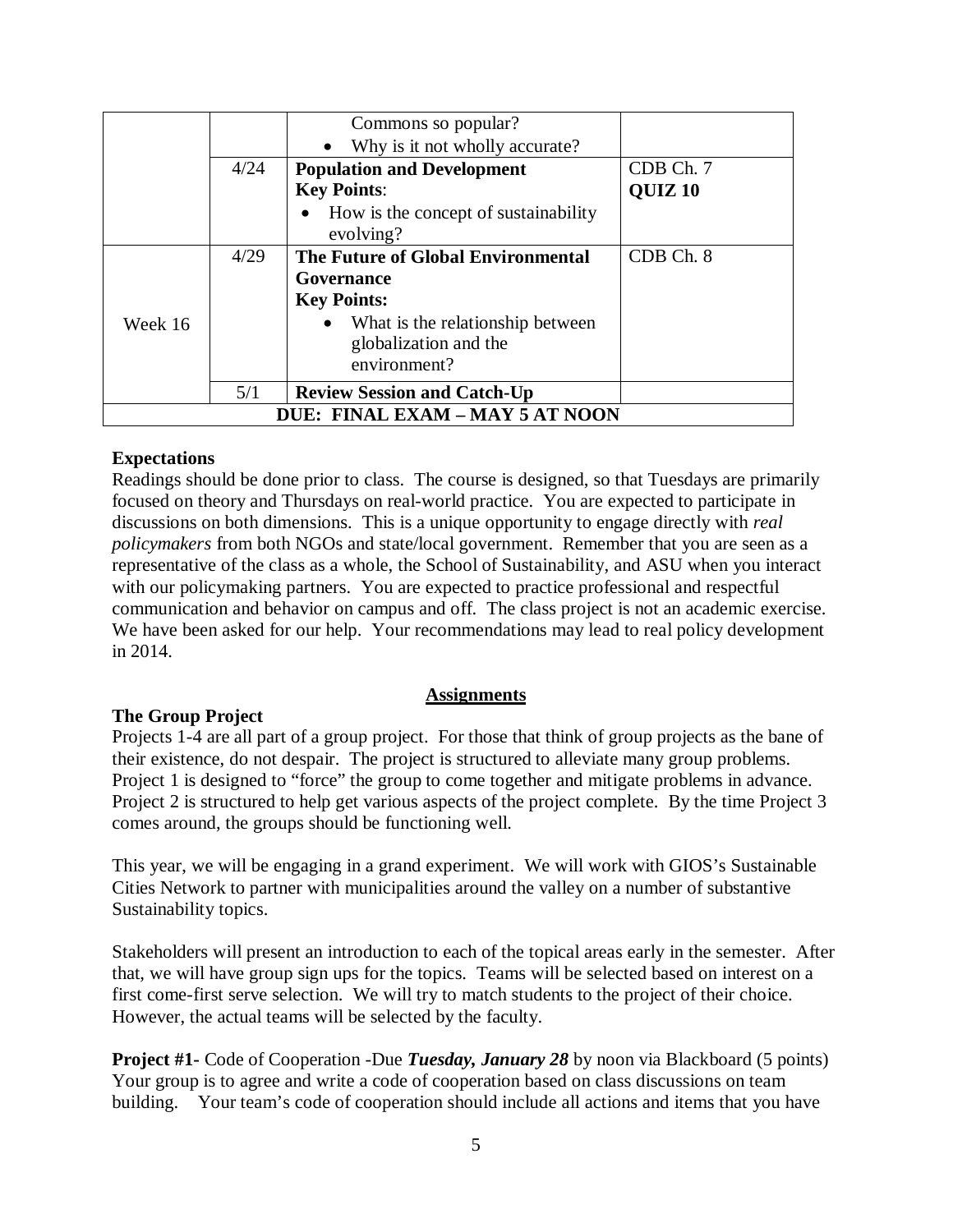| | | | |
|---|---|---|---|
| | | Commons so popular?<br>• Why is it not wholly accurate? | |
| | 4/24 | **Population and Development**<br>**Key Points**:<br>• How is the concept of sustainability evolving? | CDB Ch. 7<br>**QUIZ 10** |
| Week 16 | 4/29 | **The Future of Global Environmental Governance**<br>**Key Points:**<br>• What is the relationship between globalization and the environment? | CDB Ch. 8 |
| | 5/1 | **Review Session and Catch-Up** | |
| **DUE: FINAL EXAM – MAY 5 AT NOON** | | | |

### Expectations

Readings should be done prior to class. The course is designed, so that Tuesdays are primarily focused on theory and Thursdays on real-world practice. You are expected to participate in discussions on both dimensions. This is a unique opportunity to engage directly with *real policymakers* from both NGOs and state/local government. Remember that you are seen as a representative of the class as a whole, the School of Sustainability, and ASU when you interact with our policymaking partners. You are expected to practice professional and respectful communication and behavior on campus and off. The class project is not an academic exercise. We have been asked for our help. Your recommendations may lead to real policy development in 2014.

## Assignments

### The Group Project

Projects 1-4 are all part of a group project. For those that think of group projects as the bane of their existence, do not despair. The project is structured to alleviate many group problems. Project 1 is designed to "force" the group to come together and mitigate problems in advance. Project 2 is structured to help get various aspects of the project complete. By the time Project 3 comes around, the groups should be functioning well.

This year, we will be engaging in a grand experiment. We will work with GIOS's Sustainable Cities Network to partner with municipalities around the valley on a number of substantive Sustainability topics.

Stakeholders will present an introduction to each of the topical areas early in the semester. After that, we will have group sign ups for the topics. Teams will be selected based on interest on a first come-first serve selection. We will try to match students to the project of their choice. However, the actual teams will be selected by the faculty.

**Project #1-** Code of Cooperation -Due ***Tuesday, January 28*** by noon via Blackboard (5 points) Your group is to agree and write a code of cooperation based on class discussions on team building. Your team's code of cooperation should include all actions and items that you have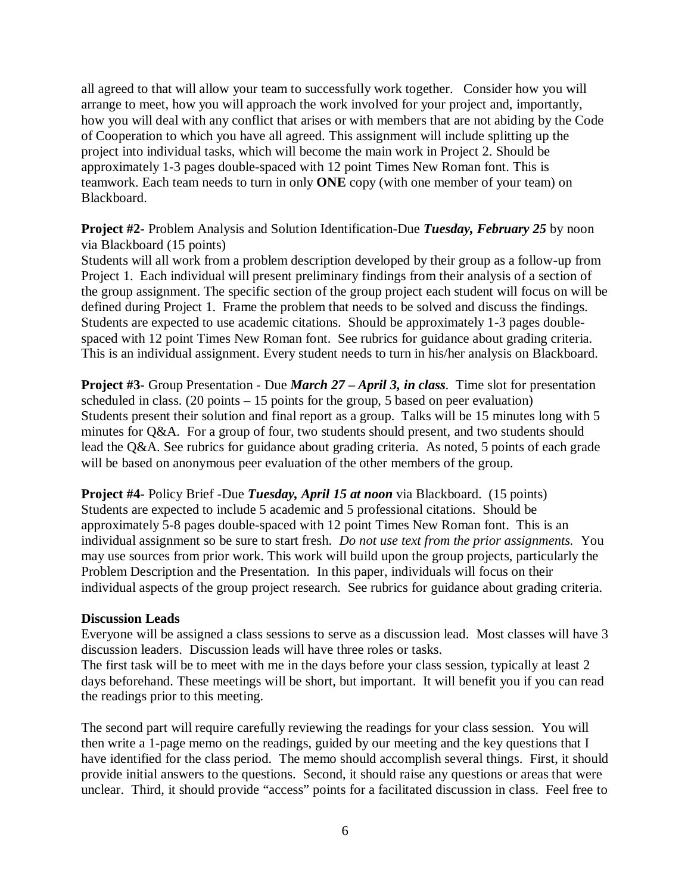all agreed to that will allow your team to successfully work together. Consider how you will arrange to meet, how you will approach the work involved for your project and, importantly, how you will deal with any conflict that arises or with members that are not abiding by the Code of Cooperation to which you have all agreed. This assignment will include splitting up the project into individual tasks, which will become the main work in Project 2. Should be approximately 1-3 pages double-spaced with 12 point Times New Roman font. This is teamwork. Each team needs to turn in only **ONE** copy (with one member of your team) on Blackboard.

**Project #2-** Problem Analysis and Solution Identification-Due ***Tuesday, February 25*** by noon via Blackboard (15 points)
Students will all work from a problem description developed by their group as a follow-up from Project 1. Each individual will present preliminary findings from their analysis of a section of the group assignment. The specific section of the group project each student will focus on will be defined during Project 1. Frame the problem that needs to be solved and discuss the findings. Students are expected to use academic citations. Should be approximately 1-3 pages double-spaced with 12 point Times New Roman font. See rubrics for guidance about grading criteria. This is an individual assignment. Every student needs to turn in his/her analysis on Blackboard.

**Project #3-** Group Presentation - Due ***March 27 – April 3, in class***. Time slot for presentation scheduled in class. (20 points – 15 points for the group, 5 based on peer evaluation)
Students present their solution and final report as a group. Talks will be 15 minutes long with 5 minutes for Q&A. For a group of four, two students should present, and two students should lead the Q&A. See rubrics for guidance about grading criteria. As noted, 5 points of each grade will be based on anonymous peer evaluation of the other members of the group.

**Project #4-** Policy Brief -Due ***Tuesday, April 15 at noon*** via Blackboard. (15 points)
Students are expected to include 5 academic and 5 professional citations. Should be approximately 5-8 pages double-spaced with 12 point Times New Roman font. This is an individual assignment so be sure to start fresh. *Do not use text from the prior assignments.* You may use sources from prior work. This work will build upon the group projects, particularly the Problem Description and the Presentation. In this paper, individuals will focus on their individual aspects of the group project research. See rubrics for guidance about grading criteria.

**Discussion Leads**
Everyone will be assigned a class sessions to serve as a discussion lead. Most classes will have 3 discussion leaders. Discussion leads will have three roles or tasks.
The first task will be to meet with me in the days before your class session, typically at least 2 days beforehand. These meetings will be short, but important. It will benefit you if you can read the readings prior to this meeting.

The second part will require carefully reviewing the readings for your class session. You will then write a 1-page memo on the readings, guided by our meeting and the key questions that I have identified for the class period. The memo should accomplish several things. First, it should provide initial answers to the questions. Second, it should raise any questions or areas that were unclear. Third, it should provide "access" points for a facilitated discussion in class. Feel free to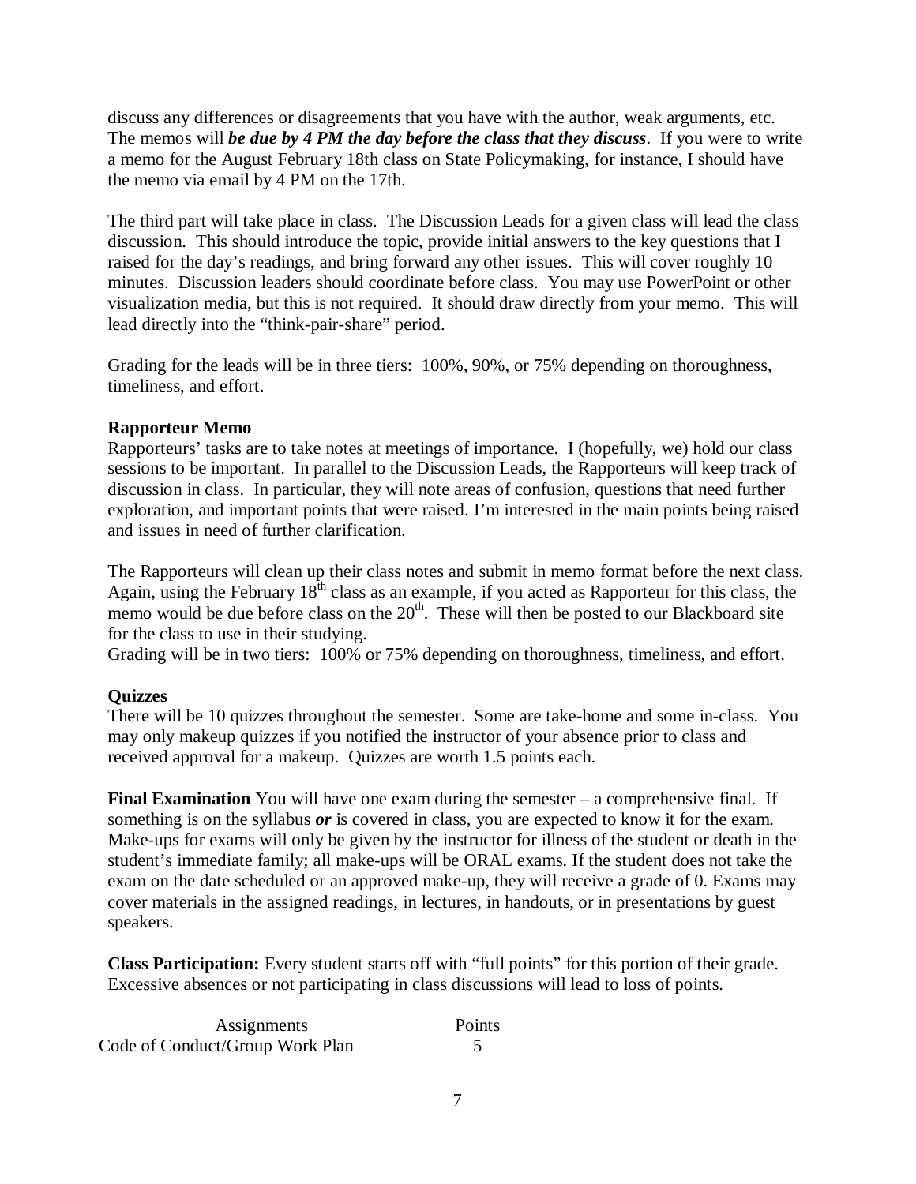discuss any differences or disagreements that you have with the author, weak arguments, etc. The memos will ***be due by 4 PM the day before the class that they discuss***. If you were to write a memo for the August February 18th class on State Policymaking, for instance, I should have the memo via email by 4 PM on the 17th.

The third part will take place in class. The Discussion Leads for a given class will lead the class discussion. This should introduce the topic, provide initial answers to the key questions that I raised for the day's readings, and bring forward any other issues. This will cover roughly 10 minutes. Discussion leaders should coordinate before class. You may use PowerPoint or other visualization media, but this is not required. It should draw directly from your memo. This will lead directly into the "think-pair-share" period.

Grading for the leads will be in three tiers: 100%, 90%, or 75% depending on thoroughness, timeliness, and effort.

**Rapporteur Memo**

Rapporteurs' tasks are to take notes at meetings of importance. I (hopefully, we) hold our class sessions to be important. In parallel to the Discussion Leads, the Rapporteurs will keep track of discussion in class. In particular, they will note areas of confusion, questions that need further exploration, and important points that were raised. I'm interested in the main points being raised and issues in need of further clarification.

The Rapporteurs will clean up their class notes and submit in memo format before the next class. Again, using the February 18th class as an example, if you acted as Rapporteur for this class, the memo would be due before class on the 20th. These will then be posted to our Blackboard site for the class to use in their studying.

Grading will be in two tiers: 100% or 75% depending on thoroughness, timeliness, and effort.

**Quizzes**

There will be 10 quizzes throughout the semester. Some are take-home and some in-class. You may only makeup quizzes if you notified the instructor of your absence prior to class and received approval for a makeup. Quizzes are worth 1.5 points each.

**Final Examination** You will have one exam during the semester – a comprehensive final. If something is on the syllabus ***or*** is covered in class, you are expected to know it for the exam. Make-ups for exams will only be given by the instructor for illness of the student or death in the student's immediate family; all make-ups will be ORAL exams. If the student does not take the exam on the date scheduled or an approved make-up, they will receive a grade of 0. Exams may cover materials in the assigned readings, in lectures, in handouts, or in presentations by guest speakers.

**Class Participation:** Every student starts off with "full points" for this portion of their grade. Excessive absences or not participating in class discussions will lead to loss of points.

| Assignments | Points |
|---|---|
| Code of Conduct/Group Work Plan | 5 |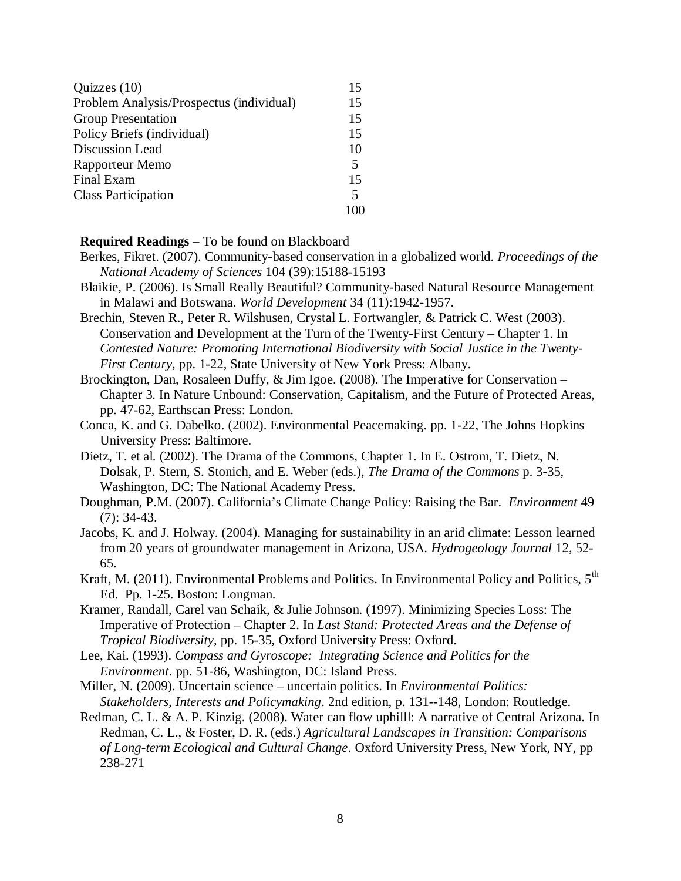| | |
|---|---|
| Quizzes (10) | 15 |
| Problem Analysis/Prospectus (individual) | 15 |
| Group Presentation | 15 |
| Policy Briefs (individual) | 15 |
| Discussion Lead | 10 |
| Rapporteur Memo | 5 |
| Final Exam | 15 |
| Class Participation | 5 |
| | 100 |

**Required Readings** – To be found on Blackboard

Berkes, Fikret. (2007). Community-based conservation in a globalized world. *Proceedings of the National Academy of Sciences* 104 (39):15188-15193

Blaikie, P. (2006). Is Small Really Beautiful? Community-based Natural Resource Management in Malawi and Botswana. *World Development* 34 (11):1942-1957.

Brechin, Steven R., Peter R. Wilshusen, Crystal L. Fortwangler, & Patrick C. West (2003). Conservation and Development at the Turn of the Twenty-First Century – Chapter 1. In *Contested Nature: Promoting International Biodiversity with Social Justice in the Twenty-First Century*, pp. 1-22, State University of New York Press: Albany.

Brockington, Dan, Rosaleen Duffy, & Jim Igoe. (2008). The Imperative for Conservation – Chapter 3. In Nature Unbound: Conservation, Capitalism, and the Future of Protected Areas, pp. 47-62, Earthscan Press: London.

Conca, K. and G. Dabelko. (2002). Environmental Peacemaking. pp. 1-22, The Johns Hopkins University Press: Baltimore.

Dietz, T. et al. (2002). The Drama of the Commons, Chapter 1. In E. Ostrom, T. Dietz, N. Dolsak, P. Stern, S. Stonich, and E. Weber (eds.), *The Drama of the Commons* p. 3-35, Washington, DC: The National Academy Press.

Doughman, P.M. (2007). California's Climate Change Policy: Raising the Bar. *Environment* 49 (7): 34-43.

Jacobs, K. and J. Holway. (2004). Managing for sustainability in an arid climate: Lesson learned from 20 years of groundwater management in Arizona, USA. *Hydrogeology Journal* 12, 52-65.

Kraft, M. (2011). Environmental Problems and Politics. In Environmental Policy and Politics, 5th Ed. Pp. 1-25. Boston: Longman.

Kramer, Randall, Carel van Schaik, & Julie Johnson. (1997). Minimizing Species Loss: The Imperative of Protection – Chapter 2. In *Last Stand: Protected Areas and the Defense of Tropical Biodiversity*, pp. 15-35, Oxford University Press: Oxford.

Lee, Kai. (1993). *Compass and Gyroscope: Integrating Science and Politics for the Environment*. pp. 51-86, Washington, DC: Island Press.

Miller, N. (2009). Uncertain science – uncertain politics. In *Environmental Politics: Stakeholders, Interests and Policymaking*. 2nd edition, p. 131--148, London: Routledge.

Redman, C. L. & A. P. Kinzig. (2008). Water can flow uphilll: A narrative of Central Arizona. In Redman, C. L., & Foster, D. R. (eds.) *Agricultural Landscapes in Transition: Comparisons of Long-term Ecological and Cultural Change*. Oxford University Press, New York, NY, pp 238-271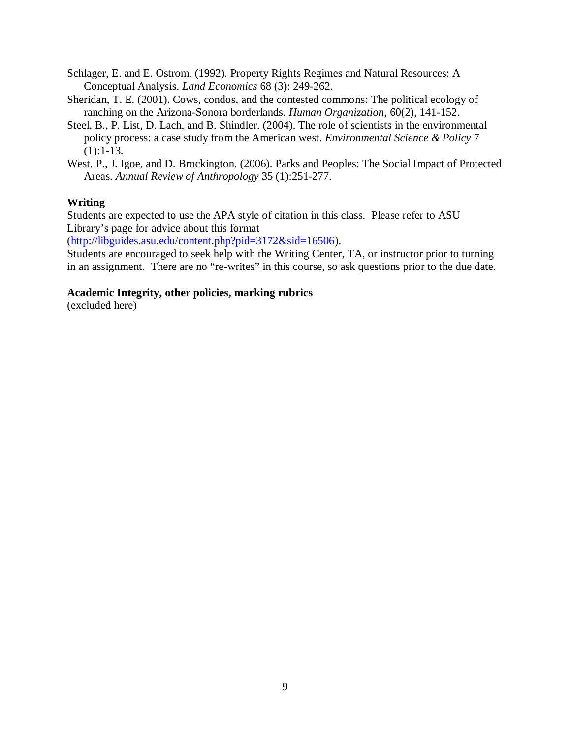Schlager, E. and E. Ostrom. (1992). Property Rights Regimes and Natural Resources: A Conceptual Analysis. *Land Economics* 68 (3): 249-262.

Sheridan, T. E. (2001). Cows, condos, and the contested commons: The political ecology of ranching on the Arizona-Sonora borderlands. *Human Organization*, 60(2), 141-152.

Steel, B., P. List, D. Lach, and B. Shindler. (2004). The role of scientists in the environmental policy process: a case study from the American west. *Environmental Science & Policy* 7 (1):1-13.

West, P., J. Igoe, and D. Brockington. (2006). Parks and Peoples: The Social Impact of Protected Areas. *Annual Review of Anthropology* 35 (1):251-277.

**Writing**

Students are expected to use the APA style of citation in this class. Please refer to ASU Library's page for advice about this format (http://libguides.asu.edu/content.php?pid=3172&sid=16506).

Students are encouraged to seek help with the Writing Center, TA, or instructor prior to turning in an assignment. There are no "re-writes" in this course, so ask questions prior to the due date.

**Academic Integrity, other policies, marking rubrics**

(excluded here)